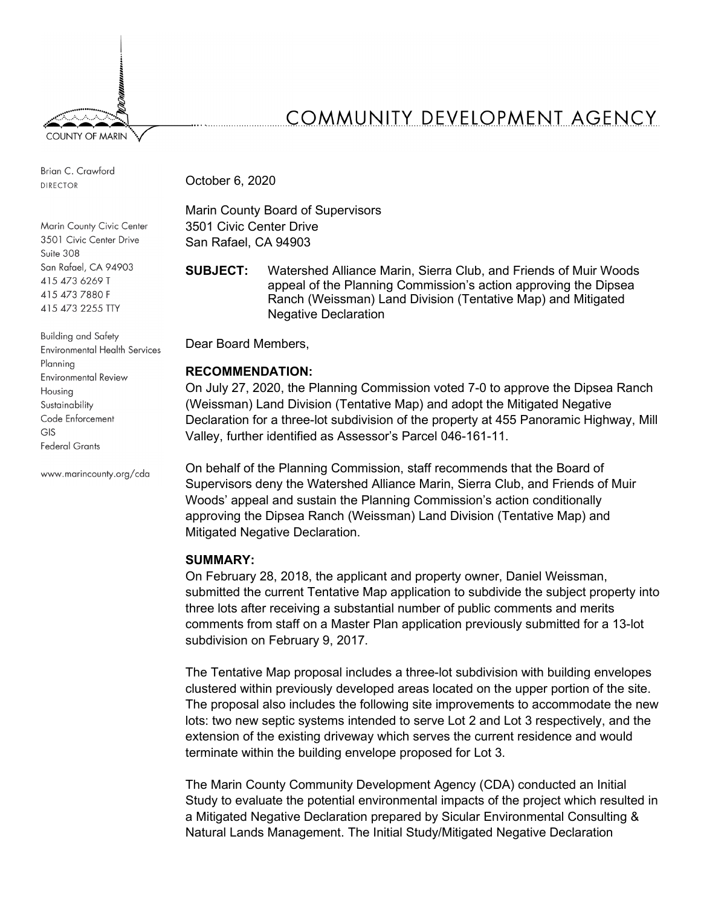# COMMUNITY DEVELOPMENT AGENCY

COUNTY OF MARIN

Brian C. Crawford
DIRECTOR

Marin County Civic Center
3501 Civic Center Drive
Suite 308
San Rafael, CA 94903
415 473 6269 T
415 473 7880 F
415 473 2255 TTY

Building and Safety
Environmental Health Services
Planning
Environmental Review
Housing
Sustainability
Code Enforcement
GIS
Federal Grants

www.marincounty.org/cda

October 6, 2020

Marin County Board of Supervisors
3501 Civic Center Drive
San Rafael, CA 94903

**SUBJECT:** Watershed Alliance Marin, Sierra Club, and Friends of Muir Woods appeal of the Planning Commission's action approving the Dipsea Ranch (Weissman) Land Division (Tentative Map) and Mitigated Negative Declaration

Dear Board Members,

**RECOMMENDATION:**

On July 27, 2020, the Planning Commission voted 7-0 to approve the Dipsea Ranch (Weissman) Land Division (Tentative Map) and adopt the Mitigated Negative Declaration for a three-lot subdivision of the property at 455 Panoramic Highway, Mill Valley, further identified as Assessor's Parcel 046-161-11.

On behalf of the Planning Commission, staff recommends that the Board of Supervisors deny the Watershed Alliance Marin, Sierra Club, and Friends of Muir Woods' appeal and sustain the Planning Commission's action conditionally approving the Dipsea Ranch (Weissman) Land Division (Tentative Map) and Mitigated Negative Declaration.

**SUMMARY:**

On February 28, 2018, the applicant and property owner, Daniel Weissman, submitted the current Tentative Map application to subdivide the subject property into three lots after receiving a substantial number of public comments and merits comments from staff on a Master Plan application previously submitted for a 13-lot subdivision on February 9, 2017.

The Tentative Map proposal includes a three-lot subdivision with building envelopes clustered within previously developed areas located on the upper portion of the site. The proposal also includes the following site improvements to accommodate the new lots: two new septic systems intended to serve Lot 2 and Lot 3 respectively, and the extension of the existing driveway which serves the current residence and would terminate within the building envelope proposed for Lot 3.

The Marin County Community Development Agency (CDA) conducted an Initial Study to evaluate the potential environmental impacts of the project which resulted in a Mitigated Negative Declaration prepared by Sicular Environmental Consulting & Natural Lands Management. The Initial Study/Mitigated Negative Declaration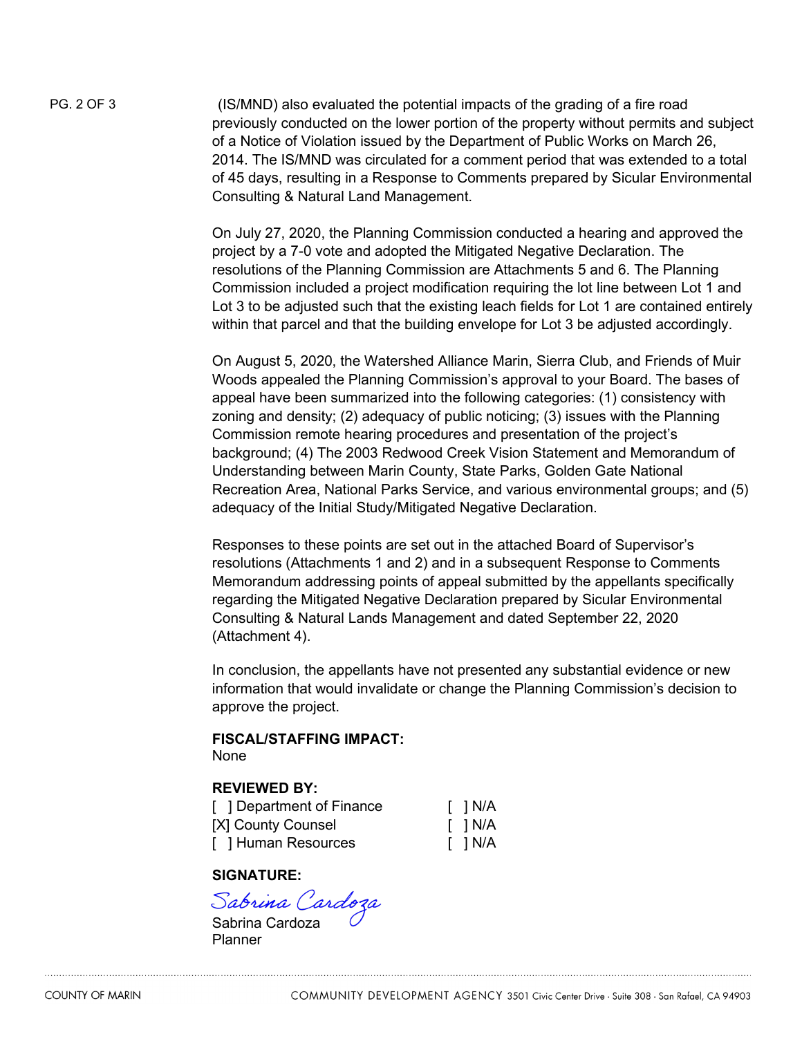(IS/MND) also evaluated the potential impacts of the grading of a fire road previously conducted on the lower portion of the property without permits and subject of a Notice of Violation issued by the Department of Public Works on March 26, 2014. The IS/MND was circulated for a comment period that was extended to a total of 45 days, resulting in a Response to Comments prepared by Sicular Environmental Consulting & Natural Land Management.

On July 27, 2020, the Planning Commission conducted a hearing and approved the project by a 7-0 vote and adopted the Mitigated Negative Declaration. The resolutions of the Planning Commission are Attachments 5 and 6. The Planning Commission included a project modification requiring the lot line between Lot 1 and Lot 3 to be adjusted such that the existing leach fields for Lot 1 are contained entirely within that parcel and that the building envelope for Lot 3 be adjusted accordingly.

On August 5, 2020, the Watershed Alliance Marin, Sierra Club, and Friends of Muir Woods appealed the Planning Commission's approval to your Board. The bases of appeal have been summarized into the following categories: (1) consistency with zoning and density; (2) adequacy of public noticing; (3) issues with the Planning Commission remote hearing procedures and presentation of the project's background; (4) The 2003 Redwood Creek Vision Statement and Memorandum of Understanding between Marin County, State Parks, Golden Gate National Recreation Area, National Parks Service, and various environmental groups; and (5) adequacy of the Initial Study/Mitigated Negative Declaration.

Responses to these points are set out in the attached Board of Supervisor's resolutions (Attachments 1 and 2) and in a subsequent Response to Comments Memorandum addressing points of appeal submitted by the appellants specifically regarding the Mitigated Negative Declaration prepared by Sicular Environmental Consulting & Natural Lands Management and dated September 22, 2020 (Attachment 4).

In conclusion, the appellants have not presented any substantial evidence or new information that would invalidate or change the Planning Commission's decision to approve the project.

**FISCAL/STAFFING IMPACT:**
None

**REVIEWED BY:**

| | |
|---|---|
| [ ] Department of Finance | [ ] N/A |
| [X] County Counsel | [ ] N/A |
| [ ] Human Resources | [ ] N/A |

**SIGNATURE:**

*Sabrina Cardoza*

Sabrina Cardoza
Planner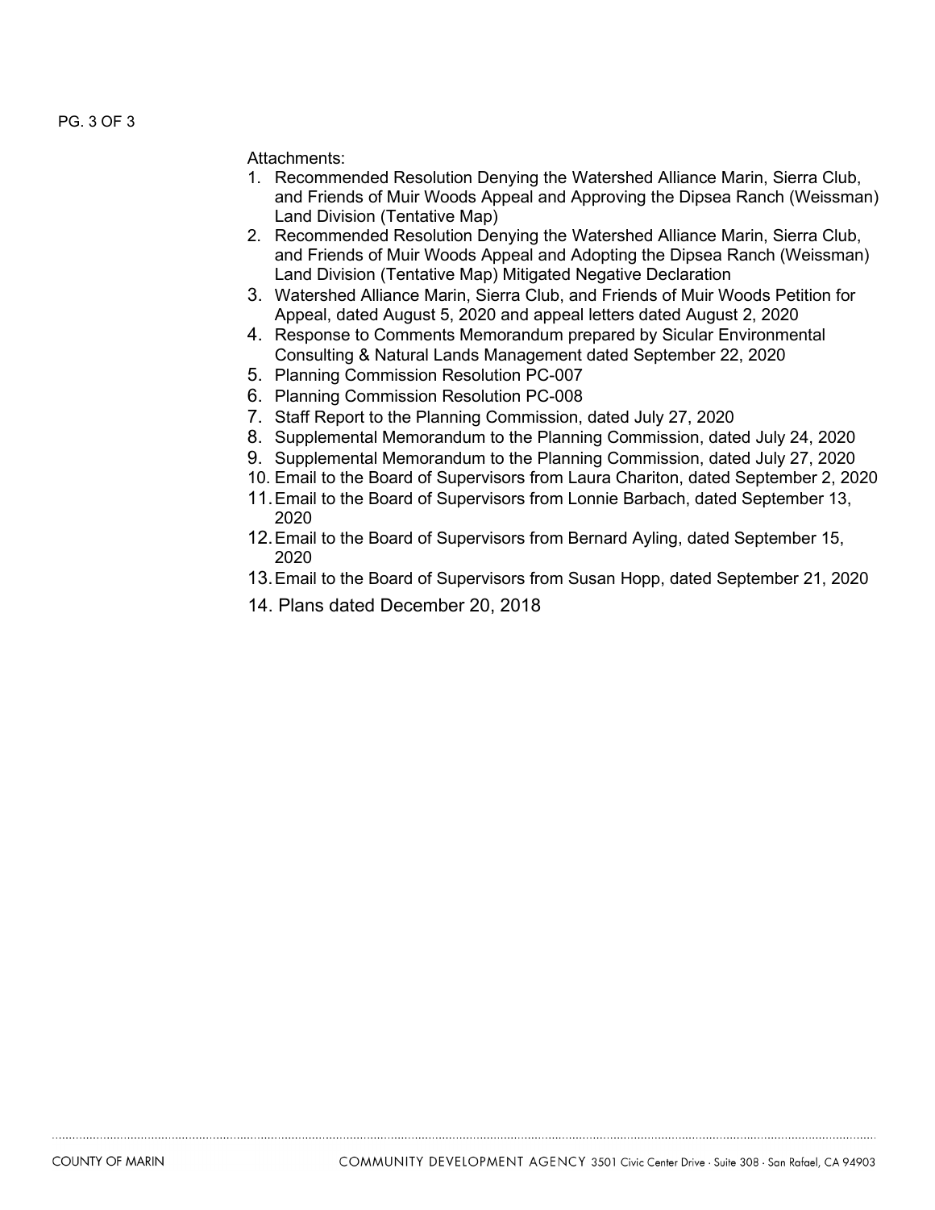Attachments:

1. Recommended Resolution Denying the Watershed Alliance Marin, Sierra Club, and Friends of Muir Woods Appeal and Approving the Dipsea Ranch (Weissman) Land Division (Tentative Map)
2. Recommended Resolution Denying the Watershed Alliance Marin, Sierra Club, and Friends of Muir Woods Appeal and Adopting the Dipsea Ranch (Weissman) Land Division (Tentative Map) Mitigated Negative Declaration
3. Watershed Alliance Marin, Sierra Club, and Friends of Muir Woods Petition for Appeal, dated August 5, 2020 and appeal letters dated August 2, 2020
4. Response to Comments Memorandum prepared by Sicular Environmental Consulting & Natural Lands Management dated September 22, 2020
5. Planning Commission Resolution PC-007
6. Planning Commission Resolution PC-008
7. Staff Report to the Planning Commission, dated July 27, 2020
8. Supplemental Memorandum to the Planning Commission, dated July 24, 2020
9. Supplemental Memorandum to the Planning Commission, dated July 27, 2020
10. Email to the Board of Supervisors from Laura Chariton, dated September 2, 2020
11. Email to the Board of Supervisors from Lonnie Barbach, dated September 13, 2020
12. Email to the Board of Supervisors from Bernard Ayling, dated September 15, 2020
13. Email to the Board of Supervisors from Susan Hopp, dated September 21, 2020
14. Plans dated December 20, 2018